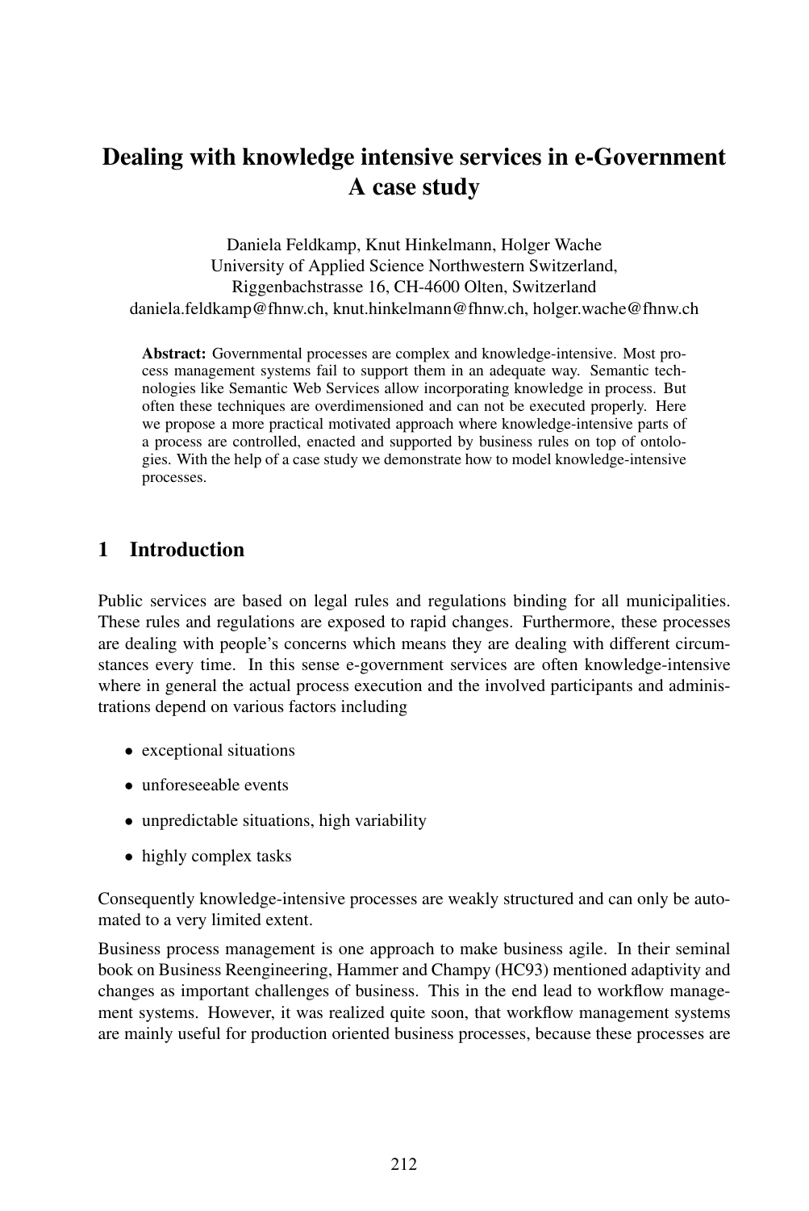# Dealing with knowledge intensive services in e-Government A case study

Daniela Feldkamp, Knut Hinkelmann, Holger Wache
University of Applied Science Northwestern Switzerland,
Riggenbachstrasse 16, CH-4600 Olten, Switzerland
daniela.feldkamp@fhnw.ch, knut.hinkelmann@fhnw.ch, holger.wache@fhnw.ch

**Abstract:** Governmental processes are complex and knowledge-intensive. Most process management systems fail to support them in an adequate way. Semantic technologies like Semantic Web Services allow incorporating knowledge in process. But often these techniques are overdimensioned and can not be executed properly. Here we propose a more practical motivated approach where knowledge-intensive parts of a process are controlled, enacted and supported by business rules on top of ontologies. With the help of a case study we demonstrate how to model knowledge-intensive processes.

## 1 Introduction

Public services are based on legal rules and regulations binding for all municipalities. These rules and regulations are exposed to rapid changes. Furthermore, these processes are dealing with people's concerns which means they are dealing with different circumstances every time. In this sense e-government services are often knowledge-intensive where in general the actual process execution and the involved participants and administrations depend on various factors including

- exceptional situations
- unforeseeable events
- unpredictable situations, high variability
- highly complex tasks

Consequently knowledge-intensive processes are weakly structured and can only be automated to a very limited extent.

Business process management is one approach to make business agile. In their seminal book on Business Reengineering, Hammer and Champy (HC93) mentioned adaptivity and changes as important challenges of business. This in the end lead to workflow management systems. However, it was realized quite soon, that workflow management systems are mainly useful for production oriented business processes, because these processes are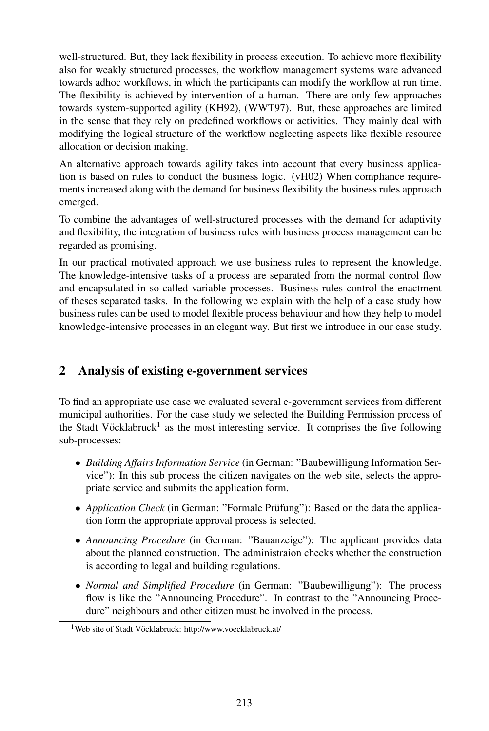well-structured. But, they lack flexibility in process execution. To achieve more flexibility also for weakly structured processes, the workflow management systems ware advanced towards adhoc workflows, in which the participants can modify the workflow at run time. The flexibility is achieved by intervention of a human. There are only few approaches towards system-supported agility (KH92), (WWT97). But, these approaches are limited in the sense that they rely on predefined workflows or activities. They mainly deal with modifying the logical structure of the workflow neglecting aspects like flexible resource allocation or decision making.

An alternative approach towards agility takes into account that every business application is based on rules to conduct the business logic. (vH02) When compliance requirements increased along with the demand for business flexibility the business rules approach emerged.

To combine the advantages of well-structured processes with the demand for adaptivity and flexibility, the integration of business rules with business process management can be regarded as promising.

In our practical motivated approach we use business rules to represent the knowledge. The knowledge-intensive tasks of a process are separated from the normal control flow and encapsulated in so-called variable processes. Business rules control the enactment of theses separated tasks. In the following we explain with the help of a case study how business rules can be used to model flexible process behaviour and how they help to model knowledge-intensive processes in an elegant way. But first we introduce in our case study.

## 2 Analysis of existing e-government services

To find an appropriate use case we evaluated several e-government services from different municipal authorities. For the case study we selected the Building Permission process of the Stadt Vöcklabruck[1] as the most interesting service. It comprises the five following sub-processes:

- *Building Affairs Information Service* (in German: "Baubewilligung Information Service"): In this sub process the citizen navigates on the web site, selects the appropriate service and submits the application form.
- *Application Check* (in German: "Formale Prüfung"): Based on the data the application form the appropriate approval process is selected.
- *Announcing Procedure* (in German: "Bauanzeige"): The applicant provides data about the planned construction. The administraion checks whether the construction is according to legal and building regulations.
- *Normal and Simplified Procedure* (in German: "Baubewilligung"): The process flow is like the "Announcing Procedure". In contrast to the "Announcing Procedure" neighbours and other citizen must be involved in the process.

[1] Web site of Stadt Vöcklabruck: http://www.voecklabruck.at/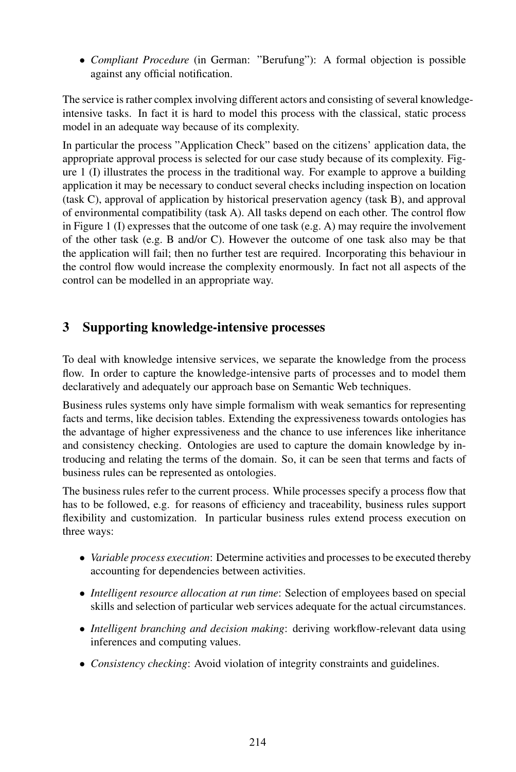- *Compliant Procedure* (in German: "Berufung"): A formal objection is possible against any official notification.

The service is rather complex involving different actors and consisting of several knowledge-intensive tasks. In fact it is hard to model this process with the classical, static process model in an adequate way because of its complexity.

In particular the process "Application Check" based on the citizens' application data, the appropriate approval process is selected for our case study because of its complexity. Figure 1 (I) illustrates the process in the traditional way. For example to approve a building application it may be necessary to conduct several checks including inspection on location (task C), approval of application by historical preservation agency (task B), and approval of environmental compatibility (task A). All tasks depend on each other. The control flow in Figure 1 (I) expresses that the outcome of one task (e.g. A) may require the involvement of the other task (e.g. B and/or C). However the outcome of one task also may be that the application will fail; then no further test are required. Incorporating this behaviour in the control flow would increase the complexity enormously. In fact not all aspects of the control can be modelled in an appropriate way.

## 3 Supporting knowledge-intensive processes

To deal with knowledge intensive services, we separate the knowledge from the process flow. In order to capture the knowledge-intensive parts of processes and to model them declaratively and adequately our approach base on Semantic Web techniques.

Business rules systems only have simple formalism with weak semantics for representing facts and terms, like decision tables. Extending the expressiveness towards ontologies has the advantage of higher expressiveness and the chance to use inferences like inheritance and consistency checking. Ontologies are used to capture the domain knowledge by introducing and relating the terms of the domain. So, it can be seen that terms and facts of business rules can be represented as ontologies.

The business rules refer to the current process. While processes specify a process flow that has to be followed, e.g. for reasons of efficiency and traceability, business rules support flexibility and customization. In particular business rules extend process execution on three ways:

- *Variable process execution*: Determine activities and processes to be executed thereby accounting for dependencies between activities.
- *Intelligent resource allocation at run time*: Selection of employees based on special skills and selection of particular web services adequate for the actual circumstances.
- *Intelligent branching and decision making*: deriving workflow-relevant data using inferences and computing values.
- *Consistency checking*: Avoid violation of integrity constraints and guidelines.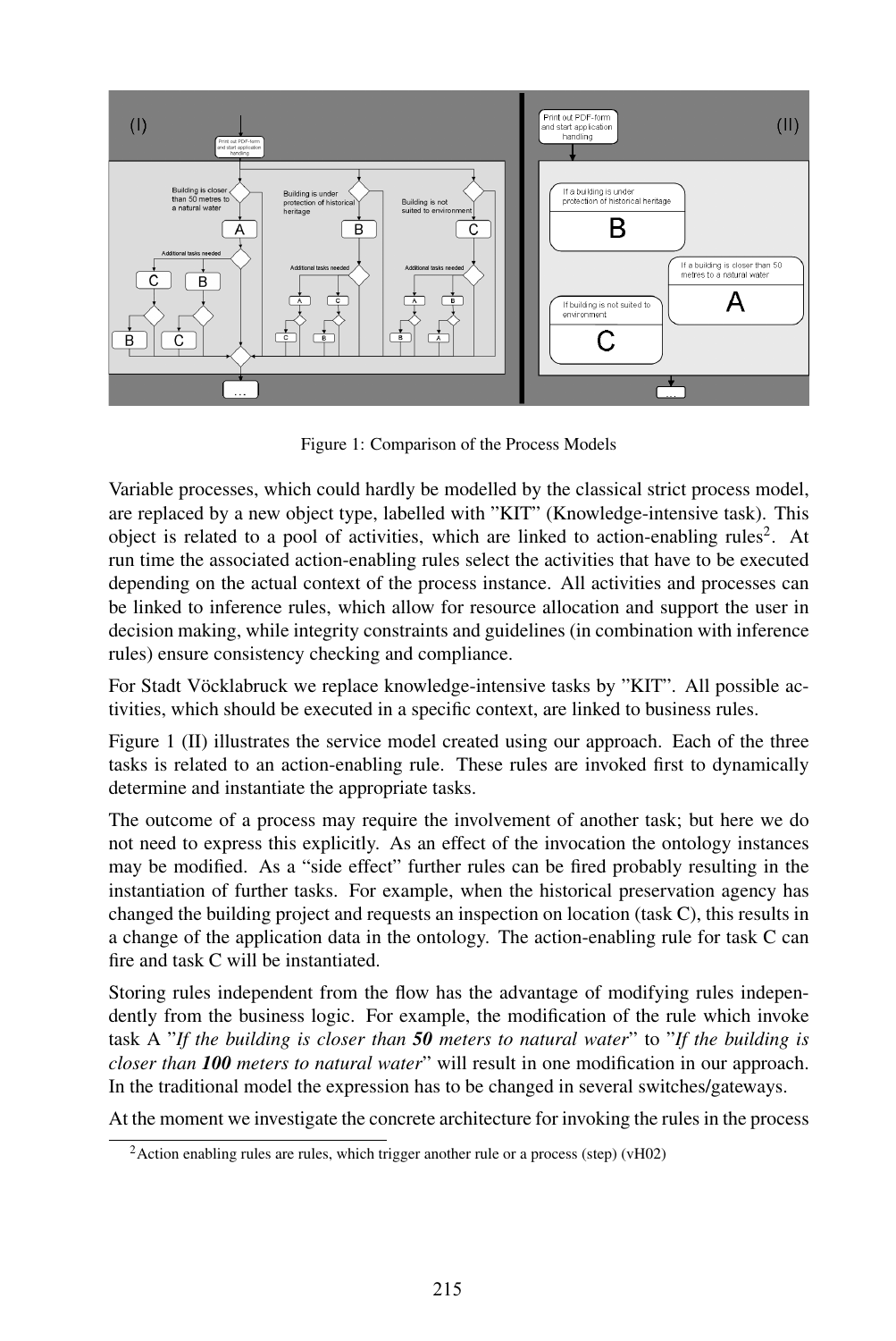Figure 1: Comparison of the Process Models

Variable processes, which could hardly be modelled by the classical strict process model, are replaced by a new object type, labelled with "KIT" (Knowledge-intensive task). This object is related to a pool of activities, which are linked to action-enabling rules[2]. At run time the associated action-enabling rules select the activities that have to be executed depending on the actual context of the process instance. All activities and processes can be linked to inference rules, which allow for resource allocation and support the user in decision making, while integrity constraints and guidelines (in combination with inference rules) ensure consistency checking and compliance.

For Stadt Vöcklabruck we replace knowledge-intensive tasks by "KIT". All possible activities, which should be executed in a specific context, are linked to business rules.

Figure 1 (II) illustrates the service model created using our approach. Each of the three tasks is related to an action-enabling rule. These rules are invoked first to dynamically determine and instantiate the appropriate tasks.

The outcome of a process may require the involvement of another task; but here we do not need to express this explicitly. As an effect of the invocation the ontology instances may be modified. As a "side effect" further rules can be fired probably resulting in the instantiation of further tasks. For example, when the historical preservation agency has changed the building project and requests an inspection on location (task C), this results in a change of the application data in the ontology. The action-enabling rule for task C can fire and task C will be instantiated.

Storing rules independent from the flow has the advantage of modifying rules independently from the business logic. For example, the modification of the rule which invoke task A "*If the building is closer than* ***50*** *meters to natural water*" to "*If the building is closer than* ***100*** *meters to natural water*" will result in one modification in our approach. In the traditional model the expression has to be changed in several switches/gateways.

At the moment we investigate the concrete architecture for invoking the rules in the process

[2] Action enabling rules are rules, which trigger another rule or a process (step) (vH02)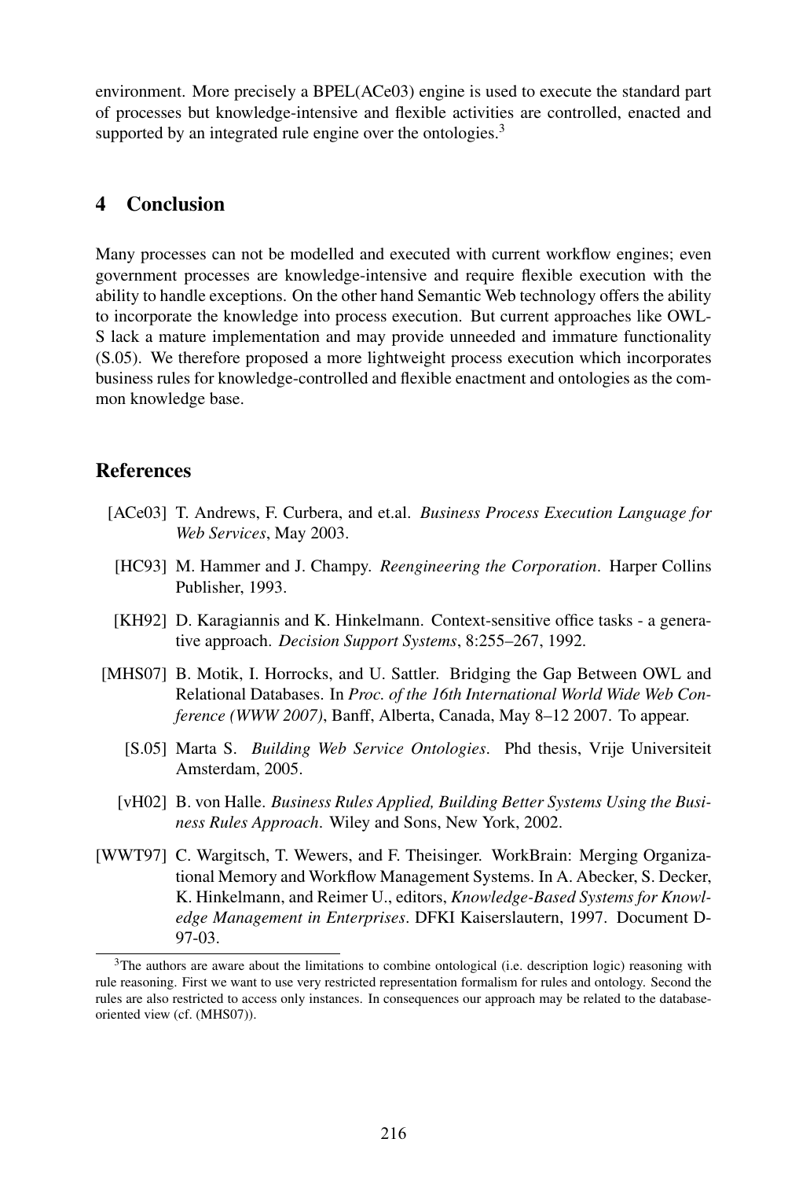environment. More precisely a BPEL(ACe03) engine is used to execute the standard part of processes but knowledge-intensive and flexible activities are controlled, enacted and supported by an integrated rule engine over the ontologies.[3]

## 4 Conclusion

Many processes can not be modelled and executed with current workflow engines; even government processes are knowledge-intensive and require flexible execution with the ability to handle exceptions. On the other hand Semantic Web technology offers the ability to incorporate the knowledge into process execution. But current approaches like OWL-S lack a mature implementation and may provide unneeded and immature functionality (S.05). We therefore proposed a more lightweight process execution which incorporates business rules for knowledge-controlled and flexible enactment and ontologies as the common knowledge base.

## References

[ACe03] T. Andrews, F. Curbera, and et.al. *Business Process Execution Language for Web Services*, May 2003.

[HC93] M. Hammer and J. Champy. *Reengineering the Corporation*. Harper Collins Publisher, 1993.

[KH92] D. Karagiannis and K. Hinkelmann. Context-sensitive office tasks - a generative approach. *Decision Support Systems*, 8:255–267, 1992.

[MHS07] B. Motik, I. Horrocks, and U. Sattler. Bridging the Gap Between OWL and Relational Databases. In *Proc. of the 16th International World Wide Web Conference (WWW 2007)*, Banff, Alberta, Canada, May 8–12 2007. To appear.

[S.05] Marta S. *Building Web Service Ontologies*. Phd thesis, Vrije Universiteit Amsterdam, 2005.

[vH02] B. von Halle. *Business Rules Applied, Building Better Systems Using the Business Rules Approach*. Wiley and Sons, New York, 2002.

[WWT97] C. Wargitsch, T. Wewers, and F. Theisinger. WorkBrain: Merging Organizational Memory and Workflow Management Systems. In A. Abecker, S. Decker, K. Hinkelmann, and Reimer U., editors, *Knowledge-Based Systems for Knowledge Management in Enterprises*. DFKI Kaiserslautern, 1997. Document D-97-03.

[3]The authors are aware about the limitations to combine ontological (i.e. description logic) reasoning with rule reasoning. First we want to use very restricted representation formalism for rules and ontology. Second the rules are also restricted to access only instances. In consequences our approach may be related to the database-oriented view (cf. (MHS07)).